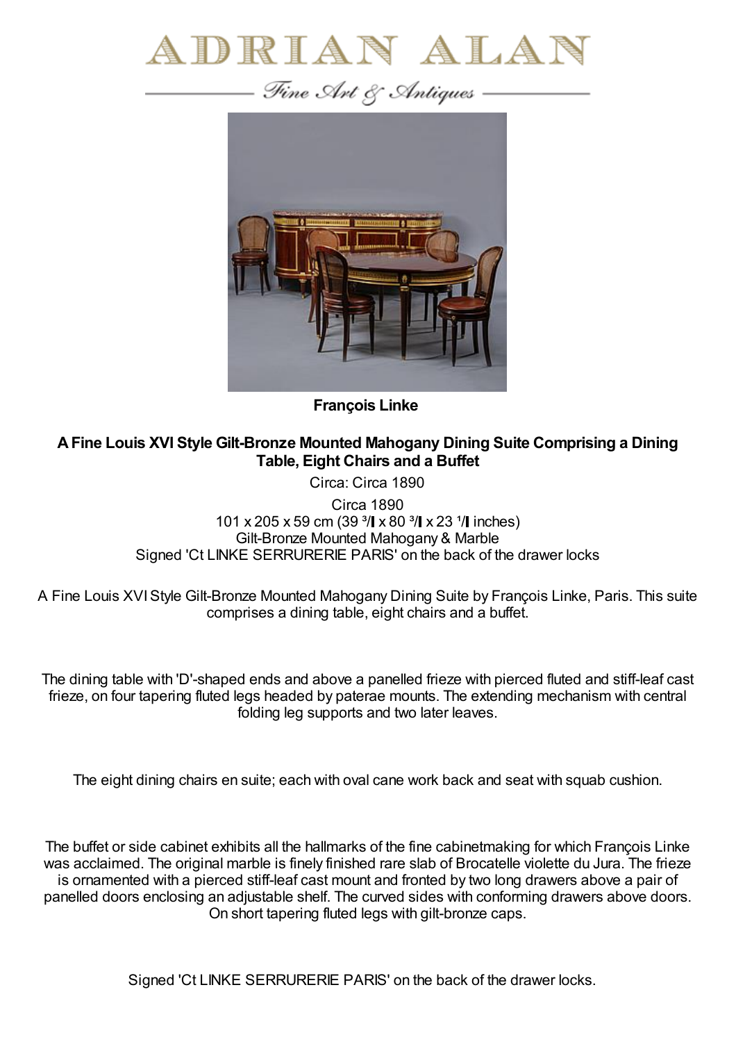# ADRIAN ALAN

*Fine Art & Antiques*

**François Linke**

**A Fine Louis XVI Style Gilt-Bronze Mounted Mahogany Dining Suite Comprising a Dining Table, Eight Chairs and a Buffet**

Circa: Circa 1890

Circa 1890
101 x 205 x 59 cm (39 ³/▌x 80 ³/▌x 23 ¹/▌inches)
Gilt-Bronze Mounted Mahogany & Marble
Signed 'Ct LINKE SERRURERIE PARIS' on the back of the drawer locks

A Fine Louis XVI Style Gilt-Bronze Mounted Mahogany Dining Suite by François Linke, Paris. This suite comprises a dining table, eight chairs and a buffet.

The dining table with 'D'-shaped ends and above a panelled frieze with pierced fluted and stiff-leaf cast frieze, on four tapering fluted legs headed by paterae mounts. The extending mechanism with central folding leg supports and two later leaves.

The eight dining chairs en suite; each with oval cane work back and seat with squab cushion.

The buffet or side cabinet exhibits all the hallmarks of the fine cabinetmaking for which François Linke was acclaimed. The original marble is finely finished rare slab of Brocatelle violette du Jura. The frieze is ornamented with a pierced stiff-leaf cast mount and fronted by two long drawers above a pair of panelled doors enclosing an adjustable shelf. The curved sides with conforming drawers above doors. On short tapering fluted legs with gilt-bronze caps.

Signed 'Ct LINKE SERRURERIE PARIS' on the back of the drawer locks.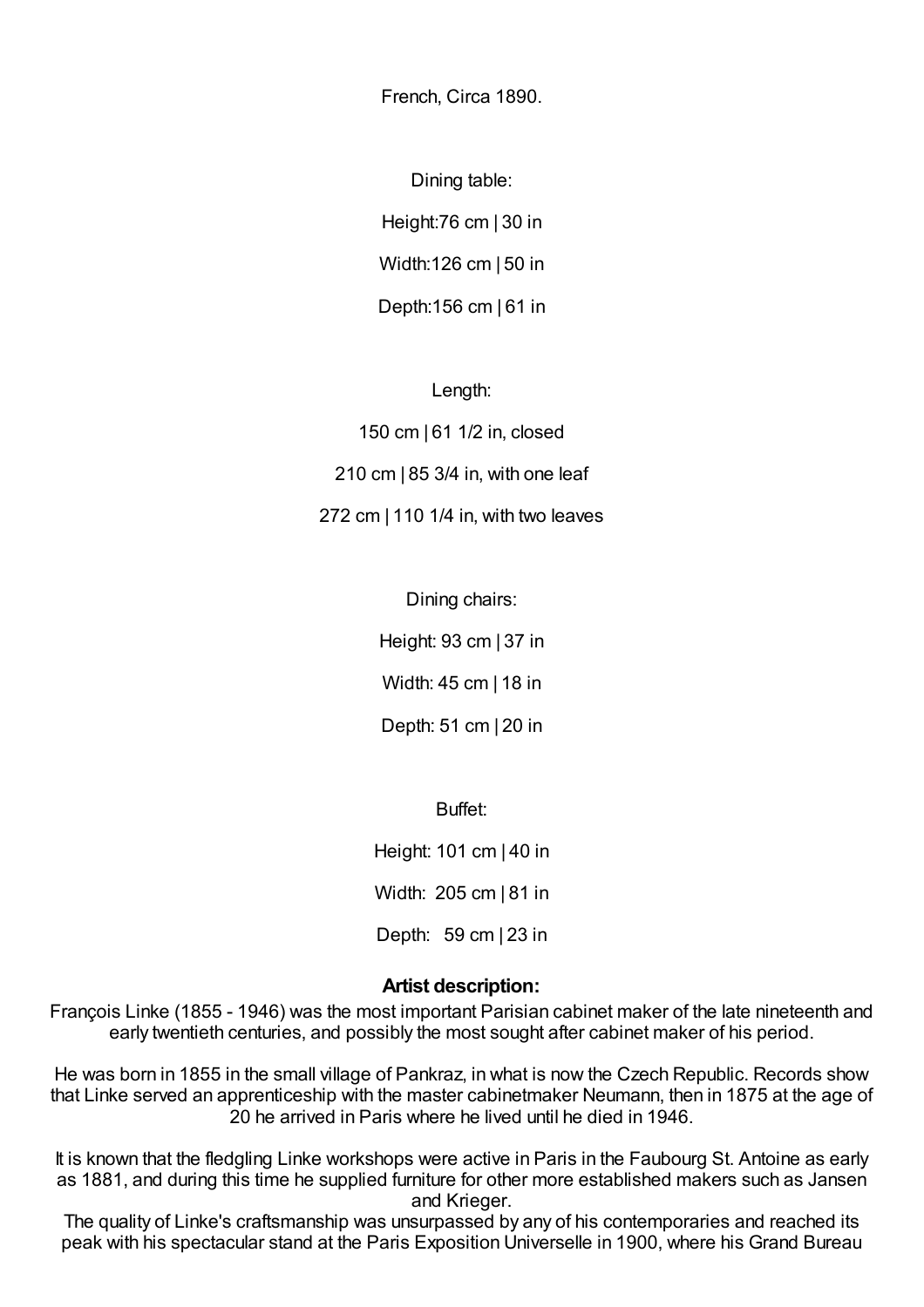French, Circa 1890.

Dining table:

Height:76 cm | 30 in

Width:126 cm | 50 in

Depth:156 cm | 61 in

Length:

150 cm | 61 1/2 in, closed

210 cm | 85 3/4 in, with one leaf

272 cm | 110 1/4 in, with two leaves

Dining chairs:

Height: 93 cm | 37 in

Width: 45 cm | 18 in

Depth: 51 cm | 20 in

Buffet:

Height: 101 cm | 40 in

Width: 205 cm | 81 in

Depth: 59 cm | 23 in

**Artist description:**

François Linke (1855 - 1946) was the most important Parisian cabinet maker of the late nineteenth and early twentieth centuries, and possibly the most sought after cabinet maker of his period.

He was born in 1855 in the small village of Pankraz, in what is now the Czech Republic. Records show that Linke served an apprenticeship with the master cabinetmaker Neumann, then in 1875 at the age of 20 he arrived in Paris where he lived until he died in 1946.

It is known that the fledgling Linke workshops were active in Paris in the Faubourg St. Antoine as early as 1881, and during this time he supplied furniture for other more established makers such as Jansen and Krieger.
The quality of Linke's craftsmanship was unsurpassed by any of his contemporaries and reached its peak with his spectacular stand at the Paris Exposition Universelle in 1900, where his Grand Bureau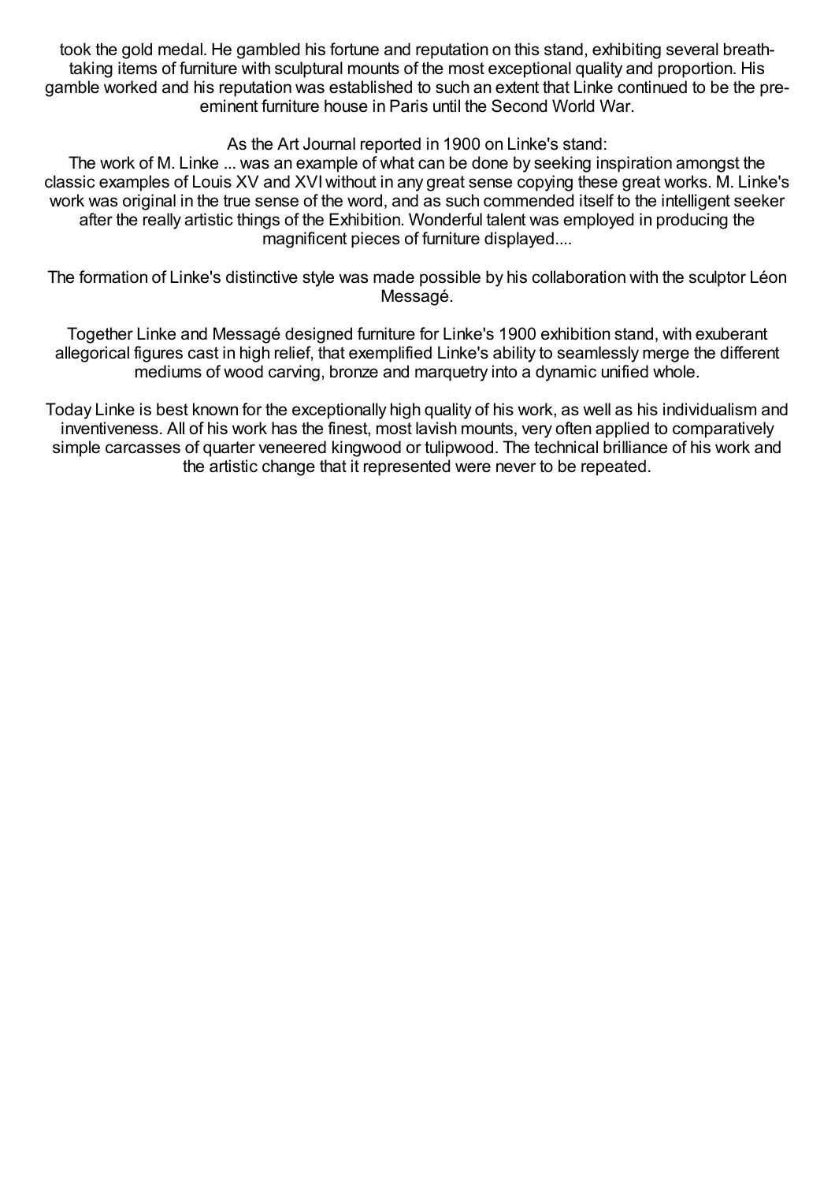took the gold medal. He gambled his fortune and reputation on this stand, exhibiting several breath-taking items of furniture with sculptural mounts of the most exceptional quality and proportion. His gamble worked and his reputation was established to such an extent that Linke continued to be the pre-eminent furniture house in Paris until the Second World War.

As the Art Journal reported in 1900 on Linke's stand:
The work of M. Linke ... was an example of what can be done by seeking inspiration amongst the classic examples of Louis XV and XVI without in any great sense copying these great works. M. Linke's work was original in the true sense of the word, and as such commended itself to the intelligent seeker after the really artistic things of the Exhibition. Wonderful talent was employed in producing the magnificent pieces of furniture displayed....

The formation of Linke's distinctive style was made possible by his collaboration with the sculptor Léon Messagé.

Together Linke and Messagé designed furniture for Linke's 1900 exhibition stand, with exuberant allegorical figures cast in high relief, that exemplified Linke's ability to seamlessly merge the different mediums of wood carving, bronze and marquetry into a dynamic unified whole.

Today Linke is best known for the exceptionally high quality of his work, as well as his individualism and inventiveness. All of his work has the finest, most lavish mounts, very often applied to comparatively simple carcasses of quarter veneered kingwood or tulipwood. The technical brilliance of his work and the artistic change that it represented were never to be repeated.